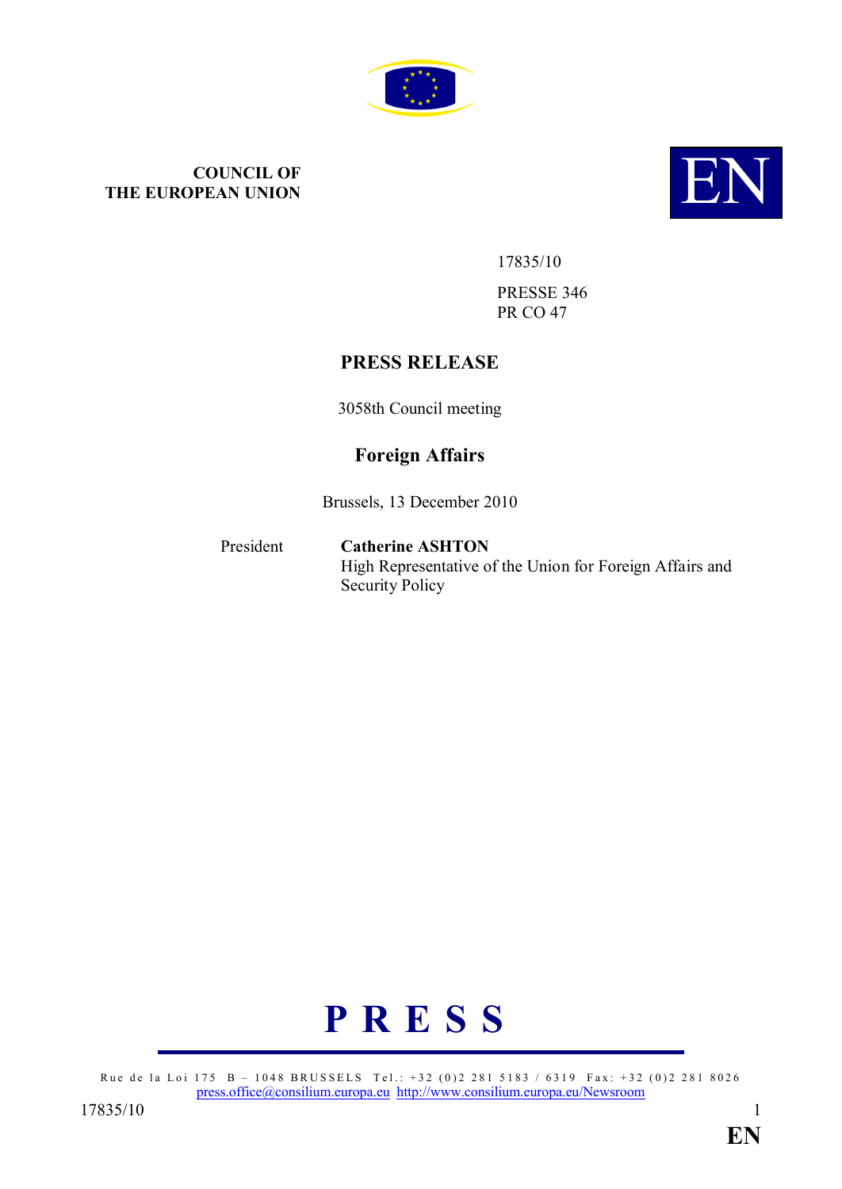**COUNCIL OF THE EUROPEAN UNION**

**EN**

17835/10

PRESSE 346
PR CO 47

# PRESS RELEASE

3058th Council meeting

## Foreign Affairs

Brussels, 13 December 2010

President **Catherine ASHTON**
High Representative of the Union for Foreign Affairs and Security Policy

**P R E S S**

Rue de la Loi 175 B – 1048 BRUSSELS Tel.: +32 (0)2 281 5183 / 6319 Fax: +32 (0)2 281 8026
press.office@consilium.europa.eu http://www.consilium.europa.eu/Newsroom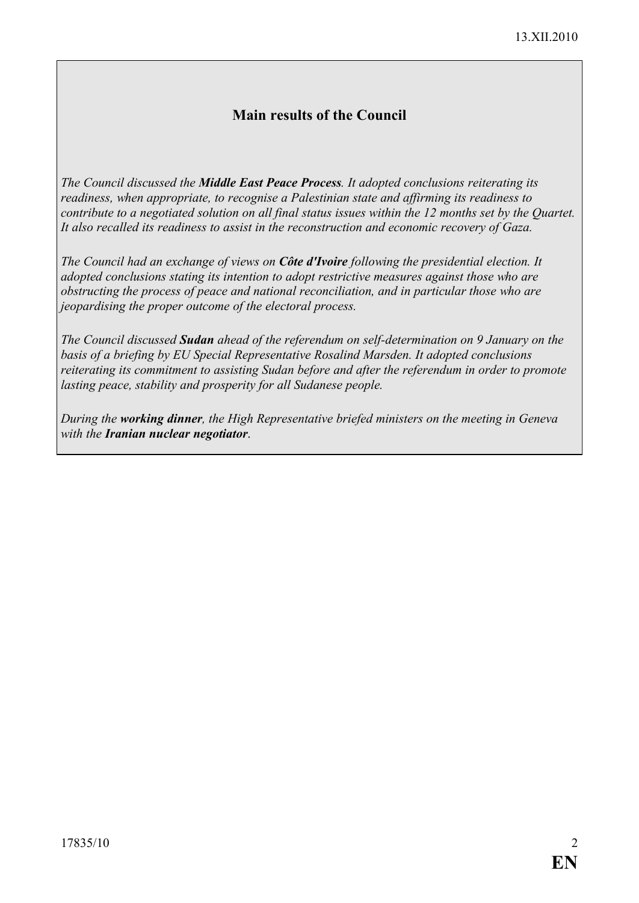## Main results of the Council

*The Council discussed the **Middle East Peace Process**. It adopted conclusions reiterating its readiness, when appropriate, to recognise a Palestinian state and affirming its readiness to contribute to a negotiated solution on all final status issues within the 12 months set by the Quartet. It also recalled its readiness to assist in the reconstruction and economic recovery of Gaza.*

*The Council had an exchange of views on **Côte d'Ivoire** following the presidential election. It adopted conclusions stating its intention to adopt restrictive measures against those who are obstructing the process of peace and national reconciliation, and in particular those who are jeopardising the proper outcome of the electoral process.*

*The Council discussed **Sudan** ahead of the referendum on self-determination on 9 January on the basis of a briefing by EU Special Representative Rosalind Marsden. It adopted conclusions reiterating its commitment to assisting Sudan before and after the referendum in order to promote lasting peace, stability and prosperity for all Sudanese people.*

*During the **working dinner**, the High Representative briefed ministers on the meeting in Geneva with the **Iranian nuclear negotiator**.*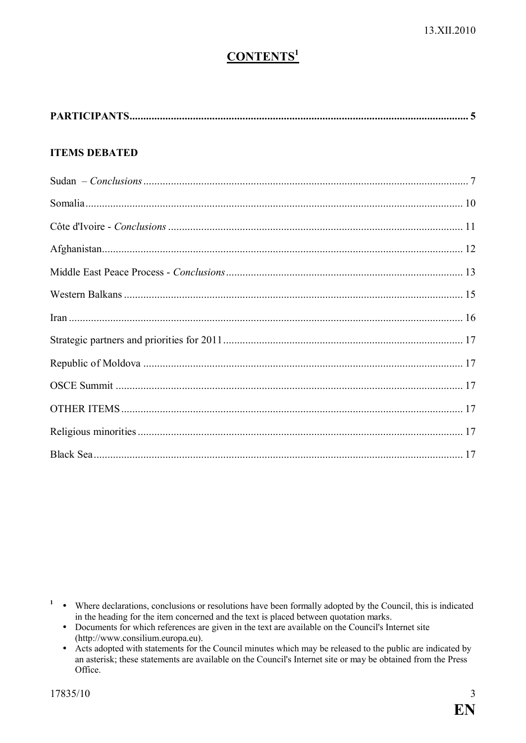# CONTENTS[1]

**PARTICIPANTS** .......... 5

**ITEMS DEBATED**

Sudan – *Conclusions* .......... 7

Somalia .......... 10

Côte d'Ivoire - *Conclusions* .......... 11

Afghanistan .......... 12

Middle East Peace Process - *Conclusions* .......... 13

Western Balkans .......... 15

Iran .......... 16

Strategic partners and priorities for 2011 .......... 17

Republic of Moldova .......... 17

OSCE Summit .......... 17

OTHER ITEMS .......... 17

Religious minorities .......... 17

Black Sea .......... 17

---

[1]
- Where declarations, conclusions or resolutions have been formally adopted by the Council, this is indicated in the heading for the item concerned and the text is placed between quotation marks.
- Documents for which references are given in the text are available on the Council's Internet site (http://www.consilium.europa.eu).
- Acts adopted with statements for the Council minutes which may be released to the public are indicated by an asterisk; these statements are available on the Council's Internet site or may be obtained from the Press Office.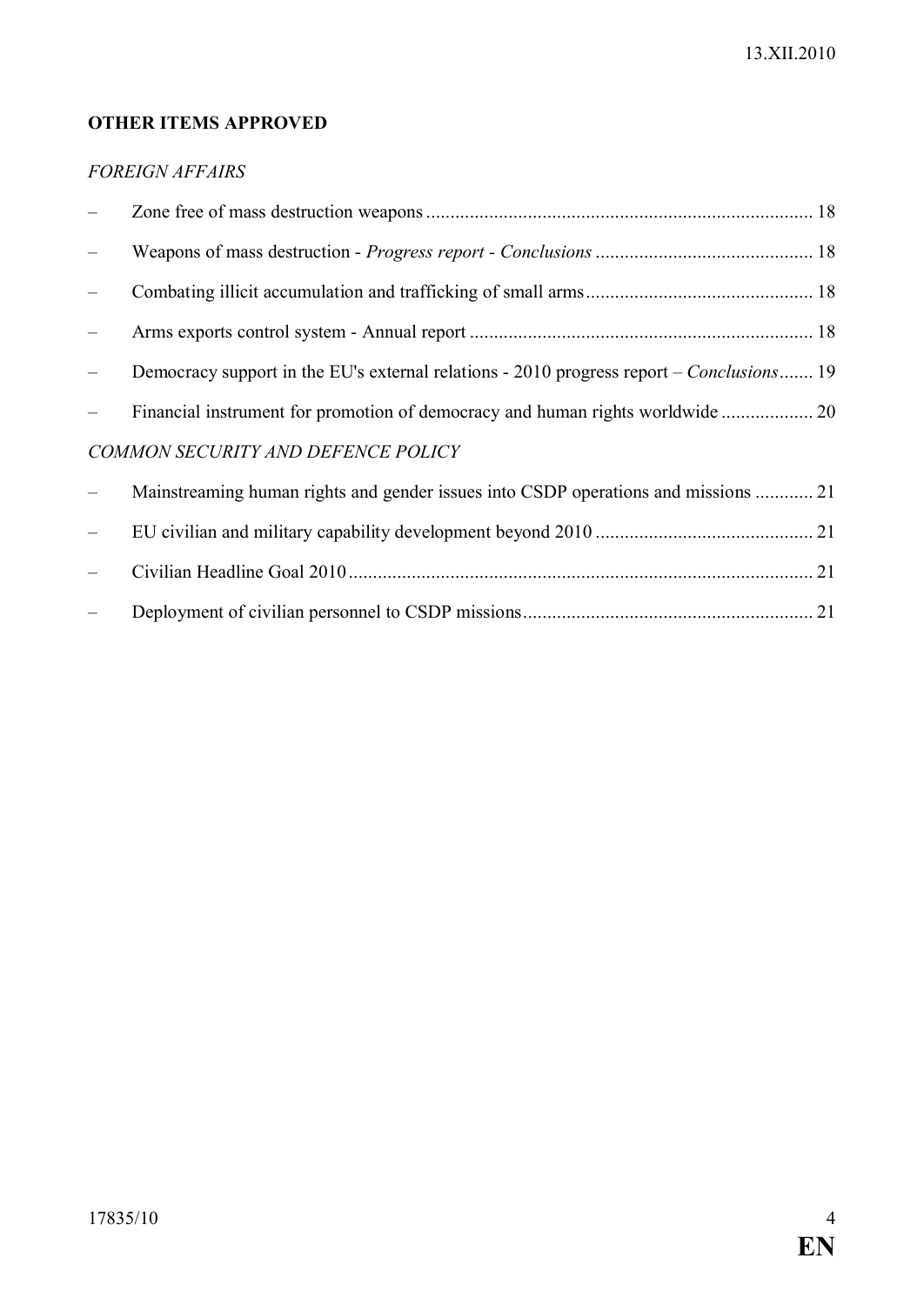**OTHER ITEMS APPROVED**

*FOREIGN AFFAIRS*

- Zone free of mass destruction weapons ... 18
- Weapons of mass destruction - *Progress report - Conclusions* ... 18
- Combating illicit accumulation and trafficking of small arms ... 18
- Arms exports control system - Annual report ... 18
- Democracy support in the EU's external relations - 2010 progress report – *Conclusions* ... 19
- Financial instrument for promotion of democracy and human rights worldwide ... 20

*COMMON SECURITY AND DEFENCE POLICY*

- Mainstreaming human rights and gender issues into CSDP operations and missions ... 21
- EU civilian and military capability development beyond 2010 ... 21
- Civilian Headline Goal 2010 ... 21
- Deployment of civilian personnel to CSDP missions ... 21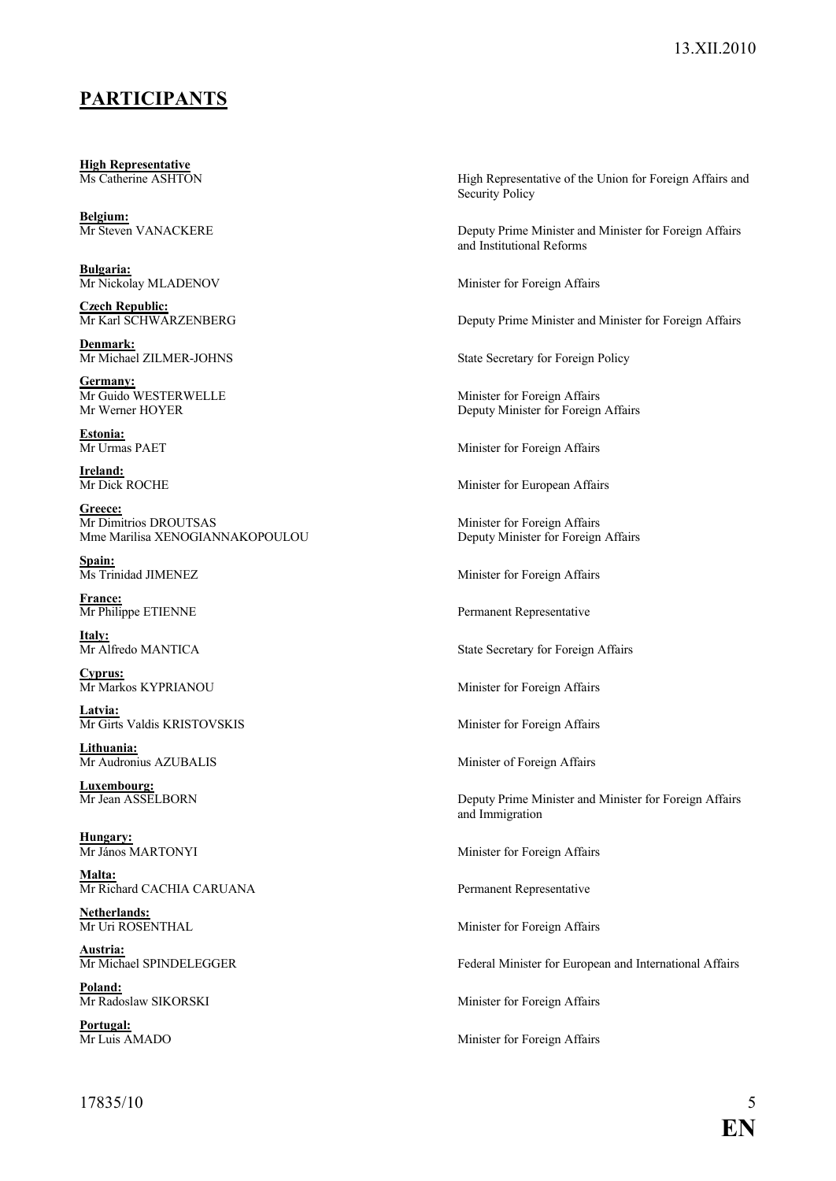## PARTICIPANTS

**High Representative**
Ms Catherine ASHTON — High Representative of the Union for Foreign Affairs and Security Policy

**Belgium:**
Mr Steven VANACKERE — Deputy Prime Minister and Minister for Foreign Affairs and Institutional Reforms

**Bulgaria:**
Mr Nickolay MLADENOV — Minister for Foreign Affairs

**Czech Republic:**
Mr Karl SCHWARZENBERG — Deputy Prime Minister and Minister for Foreign Affairs

**Denmark:**
Mr Michael ZILMER-JOHNS — State Secretary for Foreign Policy

**Germany:**
Mr Guido WESTERWELLE — Minister for Foreign Affairs
Mr Werner HOYER — Deputy Minister for Foreign Affairs

**Estonia:**
Mr Urmas PAET — Minister for Foreign Affairs

**Ireland:**
Mr Dick ROCHE — Minister for European Affairs

**Greece:**
Mr Dimitrios DROUTSAS — Minister for Foreign Affairs
Mme Marilisa XENOGIANNAKOPOULOU — Deputy Minister for Foreign Affairs

**Spain:**
Ms Trinidad JIMENEZ — Minister for Foreign Affairs

**France:**
Mr Philippe ETIENNE — Permanent Representative

**Italy:**
Mr Alfredo MANTICA — State Secretary for Foreign Affairs

**Cyprus:**
Mr Markos KYPRIANOU — Minister for Foreign Affairs

**Latvia:**
Mr Girts Valdis KRISTOVSKIS — Minister for Foreign Affairs

**Lithuania:**
Mr Audronius AZUBALIS — Minister of Foreign Affairs

**Luxembourg:**
Mr Jean ASSELBORN — Deputy Prime Minister and Minister for Foreign Affairs and Immigration

**Hungary:**
Mr János MARTONYI — Minister for Foreign Affairs

**Malta:**
Mr Richard CACHIA CARUANA — Permanent Representative

**Netherlands:**
Mr Uri ROSENTHAL — Minister for Foreign Affairs

**Austria:**
Mr Michael SPINDELEGGER — Federal Minister for European and International Affairs

**Poland:**
Mr Radoslaw SIKORSKI — Minister for Foreign Affairs

**Portugal:**
Mr Luis AMADO — Minister for Foreign Affairs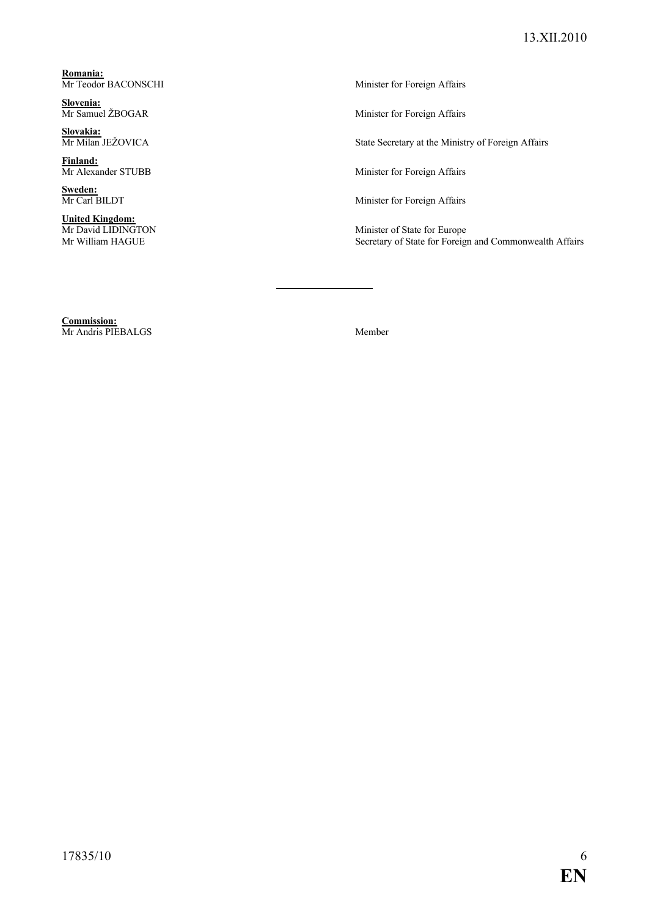**Romania:**
Mr Teodor BACONSCHI Minister for Foreign Affairs

**Slovenia:**
Mr Samuel ŽBOGAR Minister for Foreign Affairs

**Slovakia:**
Mr Milan JEŽOVICA State Secretary at the Ministry of Foreign Affairs

**Finland:**
Mr Alexander STUBB Minister for Foreign Affairs

**Sweden:**
Mr Carl BILDT Minister for Foreign Affairs

**United Kingdom:**
Mr David LIDINGTON Minister of State for Europe
Mr William HAGUE Secretary of State for Foreign and Commonwealth Affairs

---

**Commission:**
Mr Andris PIEBALGS Member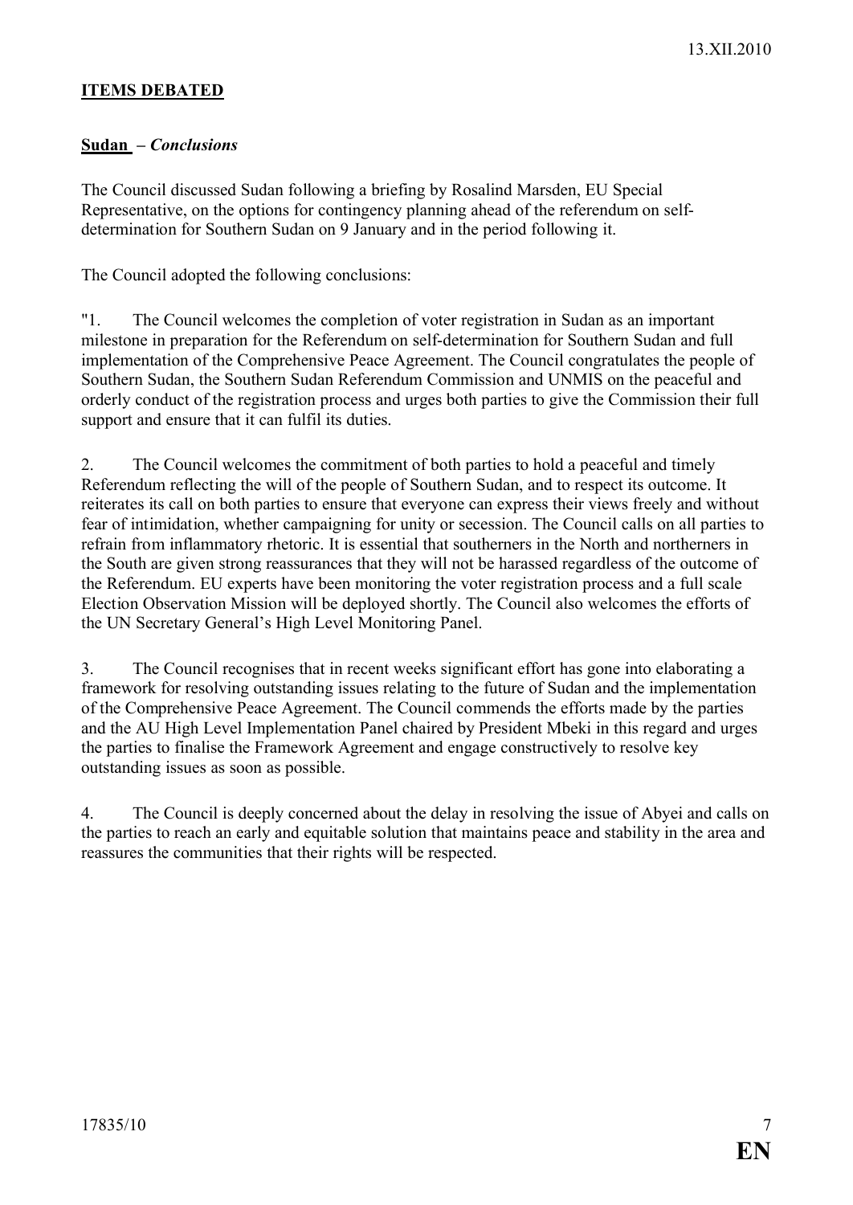## ITEMS DEBATED

### Sudan – *Conclusions*

The Council discussed Sudan following a briefing by Rosalind Marsden, EU Special Representative, on the options for contingency planning ahead of the referendum on self-determination for Southern Sudan on 9 January and in the period following it.

The Council adopted the following conclusions:

"1. The Council welcomes the completion of voter registration in Sudan as an important milestone in preparation for the Referendum on self-determination for Southern Sudan and full implementation of the Comprehensive Peace Agreement. The Council congratulates the people of Southern Sudan, the Southern Sudan Referendum Commission and UNMIS on the peaceful and orderly conduct of the registration process and urges both parties to give the Commission their full support and ensure that it can fulfil its duties.

2. The Council welcomes the commitment of both parties to hold a peaceful and timely Referendum reflecting the will of the people of Southern Sudan, and to respect its outcome. It reiterates its call on both parties to ensure that everyone can express their views freely and without fear of intimidation, whether campaigning for unity or secession. The Council calls on all parties to refrain from inflammatory rhetoric. It is essential that southerners in the North and northerners in the South are given strong reassurances that they will not be harassed regardless of the outcome of the Referendum. EU experts have been monitoring the voter registration process and a full scale Election Observation Mission will be deployed shortly. The Council also welcomes the efforts of the UN Secretary General's High Level Monitoring Panel.

3. The Council recognises that in recent weeks significant effort has gone into elaborating a framework for resolving outstanding issues relating to the future of Sudan and the implementation of the Comprehensive Peace Agreement. The Council commends the efforts made by the parties and the AU High Level Implementation Panel chaired by President Mbeki in this regard and urges the parties to finalise the Framework Agreement and engage constructively to resolve key outstanding issues as soon as possible.

4. The Council is deeply concerned about the delay in resolving the issue of Abyei and calls on the parties to reach an early and equitable solution that maintains peace and stability in the area and reassures the communities that their rights will be respected.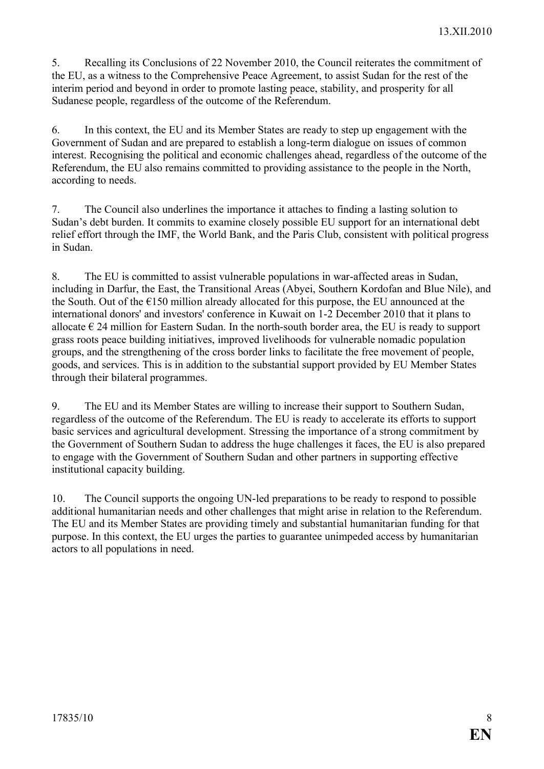5. Recalling its Conclusions of 22 November 2010, the Council reiterates the commitment of the EU, as a witness to the Comprehensive Peace Agreement, to assist Sudan for the rest of the interim period and beyond in order to promote lasting peace, stability, and prosperity for all Sudanese people, regardless of the outcome of the Referendum.

6. In this context, the EU and its Member States are ready to step up engagement with the Government of Sudan and are prepared to establish a long-term dialogue on issues of common interest. Recognising the political and economic challenges ahead, regardless of the outcome of the Referendum, the EU also remains committed to providing assistance to the people in the North, according to needs.

7. The Council also underlines the importance it attaches to finding a lasting solution to Sudan's debt burden. It commits to examine closely possible EU support for an international debt relief effort through the IMF, the World Bank, and the Paris Club, consistent with political progress in Sudan.

8. The EU is committed to assist vulnerable populations in war-affected areas in Sudan, including in Darfur, the East, the Transitional Areas (Abyei, Southern Kordofan and Blue Nile), and the South. Out of the €150 million already allocated for this purpose, the EU announced at the international donors' and investors' conference in Kuwait on 1-2 December 2010 that it plans to allocate € 24 million for Eastern Sudan. In the north-south border area, the EU is ready to support grass roots peace building initiatives, improved livelihoods for vulnerable nomadic population groups, and the strengthening of the cross border links to facilitate the free movement of people, goods, and services. This is in addition to the substantial support provided by EU Member States through their bilateral programmes.

9. The EU and its Member States are willing to increase their support to Southern Sudan, regardless of the outcome of the Referendum. The EU is ready to accelerate its efforts to support basic services and agricultural development. Stressing the importance of a strong commitment by the Government of Southern Sudan to address the huge challenges it faces, the EU is also prepared to engage with the Government of Southern Sudan and other partners in supporting effective institutional capacity building.

10. The Council supports the ongoing UN-led preparations to be ready to respond to possible additional humanitarian needs and other challenges that might arise in relation to the Referendum. The EU and its Member States are providing timely and substantial humanitarian funding for that purpose. In this context, the EU urges the parties to guarantee unimpeded access by humanitarian actors to all populations in need.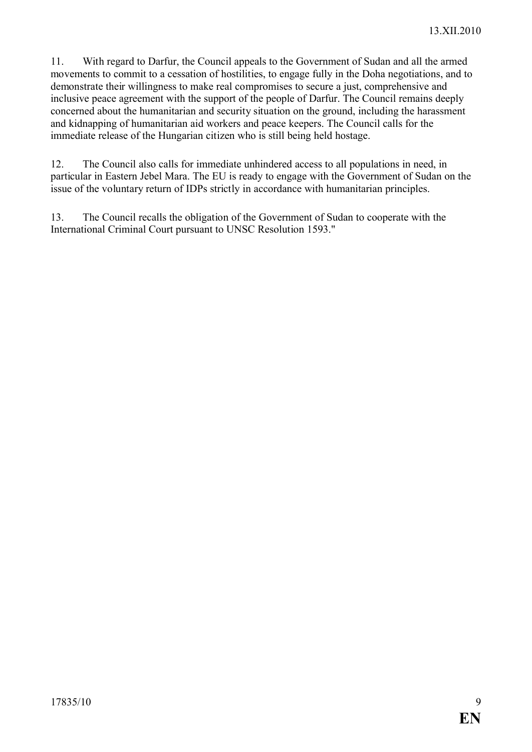11. With regard to Darfur, the Council appeals to the Government of Sudan and all the armed movements to commit to a cessation of hostilities, to engage fully in the Doha negotiations, and to demonstrate their willingness to make real compromises to secure a just, comprehensive and inclusive peace agreement with the support of the people of Darfur. The Council remains deeply concerned about the humanitarian and security situation on the ground, including the harassment and kidnapping of humanitarian aid workers and peace keepers. The Council calls for the immediate release of the Hungarian citizen who is still being held hostage.

12. The Council also calls for immediate unhindered access to all populations in need, in particular in Eastern Jebel Mara. The EU is ready to engage with the Government of Sudan on the issue of the voluntary return of IDPs strictly in accordance with humanitarian principles.

13. The Council recalls the obligation of the Government of Sudan to cooperate with the International Criminal Court pursuant to UNSC Resolution 1593."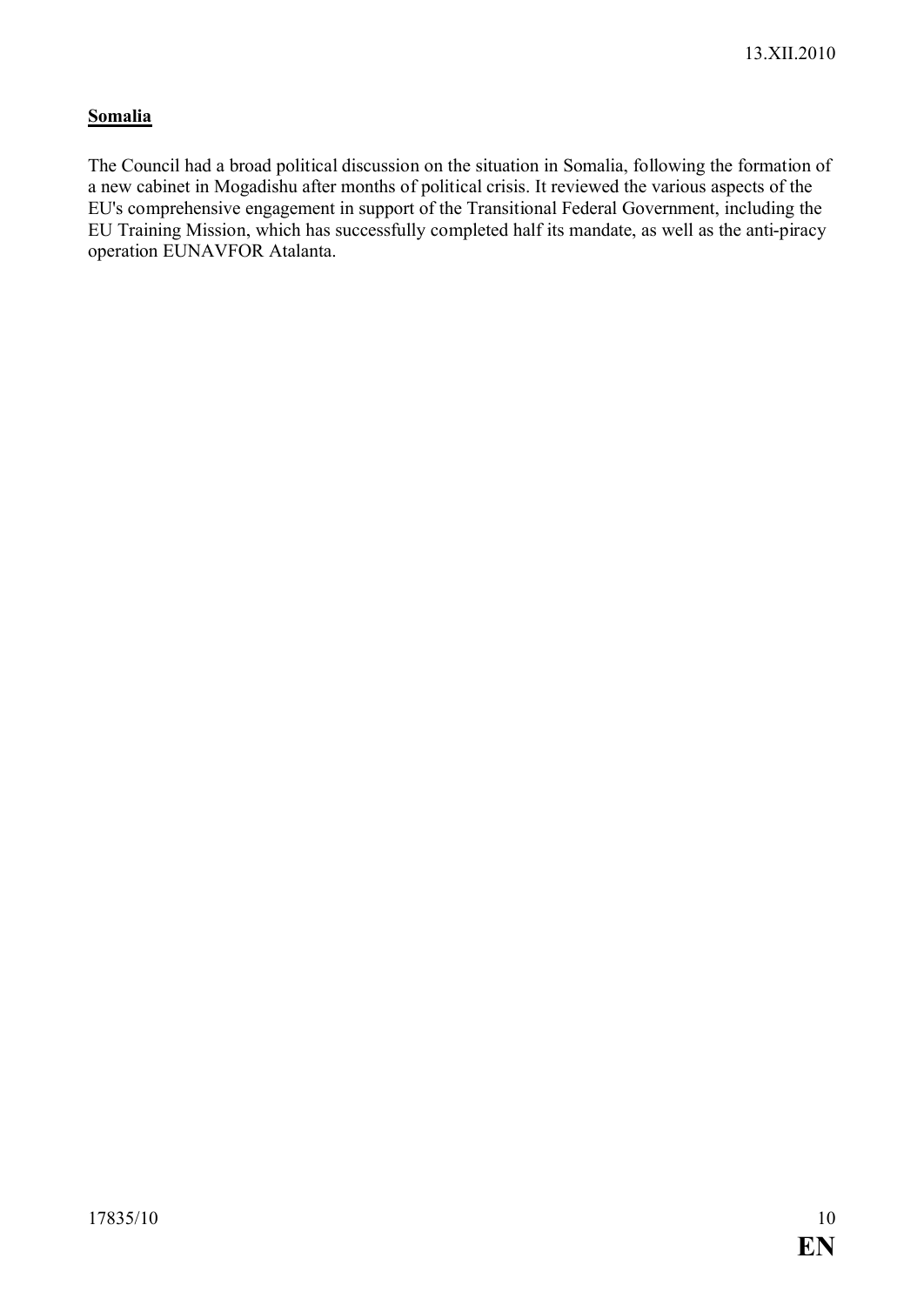**Somalia**

The Council had a broad political discussion on the situation in Somalia, following the formation of a new cabinet in Mogadishu after months of political crisis. It reviewed the various aspects of the EU's comprehensive engagement in support of the Transitional Federal Government, including the EU Training Mission, which has successfully completed half its mandate, as well as the anti-piracy operation EUNAVFOR Atalanta.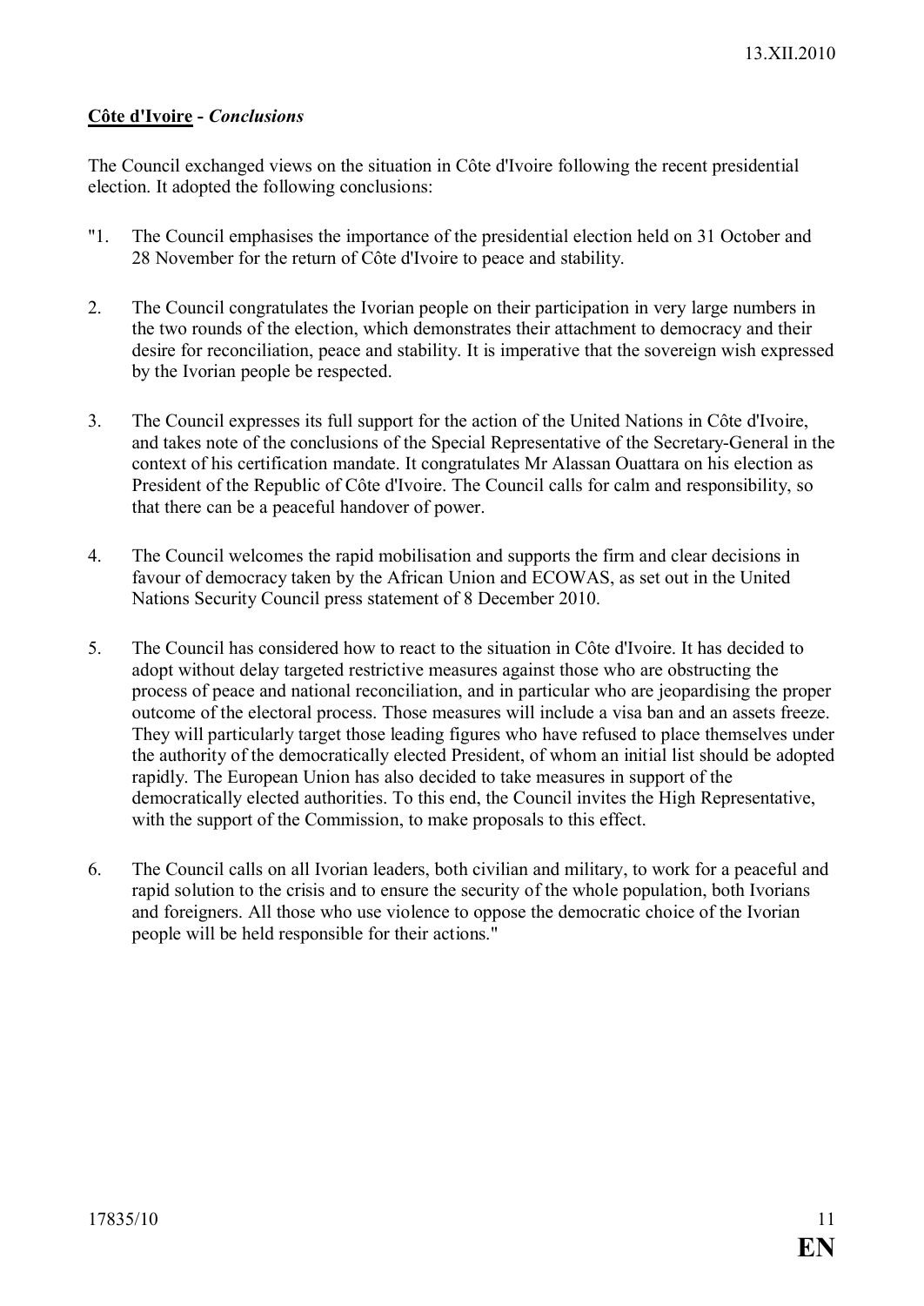**Côte d'Ivoire** - ***Conclusions***

The Council exchanged views on the situation in Côte d'Ivoire following the recent presidential election. It adopted the following conclusions:

"1. The Council emphasises the importance of the presidential election held on 31 October and 28 November for the return of Côte d'Ivoire to peace and stability.

2. The Council congratulates the Ivorian people on their participation in very large numbers in the two rounds of the election, which demonstrates their attachment to democracy and their desire for reconciliation, peace and stability. It is imperative that the sovereign wish expressed by the Ivorian people be respected.

3. The Council expresses its full support for the action of the United Nations in Côte d'Ivoire, and takes note of the conclusions of the Special Representative of the Secretary-General in the context of his certification mandate. It congratulates Mr Alassan Ouattara on his election as President of the Republic of Côte d'Ivoire. The Council calls for calm and responsibility, so that there can be a peaceful handover of power.

4. The Council welcomes the rapid mobilisation and supports the firm and clear decisions in favour of democracy taken by the African Union and ECOWAS, as set out in the United Nations Security Council press statement of 8 December 2010.

5. The Council has considered how to react to the situation in Côte d'Ivoire. It has decided to adopt without delay targeted restrictive measures against those who are obstructing the process of peace and national reconciliation, and in particular who are jeopardising the proper outcome of the electoral process. Those measures will include a visa ban and an assets freeze. They will particularly target those leading figures who have refused to place themselves under the authority of the democratically elected President, of whom an initial list should be adopted rapidly. The European Union has also decided to take measures in support of the democratically elected authorities. To this end, the Council invites the High Representative, with the support of the Commission, to make proposals to this effect.

6. The Council calls on all Ivorian leaders, both civilian and military, to work for a peaceful and rapid solution to the crisis and to ensure the security of the whole population, both Ivorians and foreigners. All those who use violence to oppose the democratic choice of the Ivorian people will be held responsible for their actions."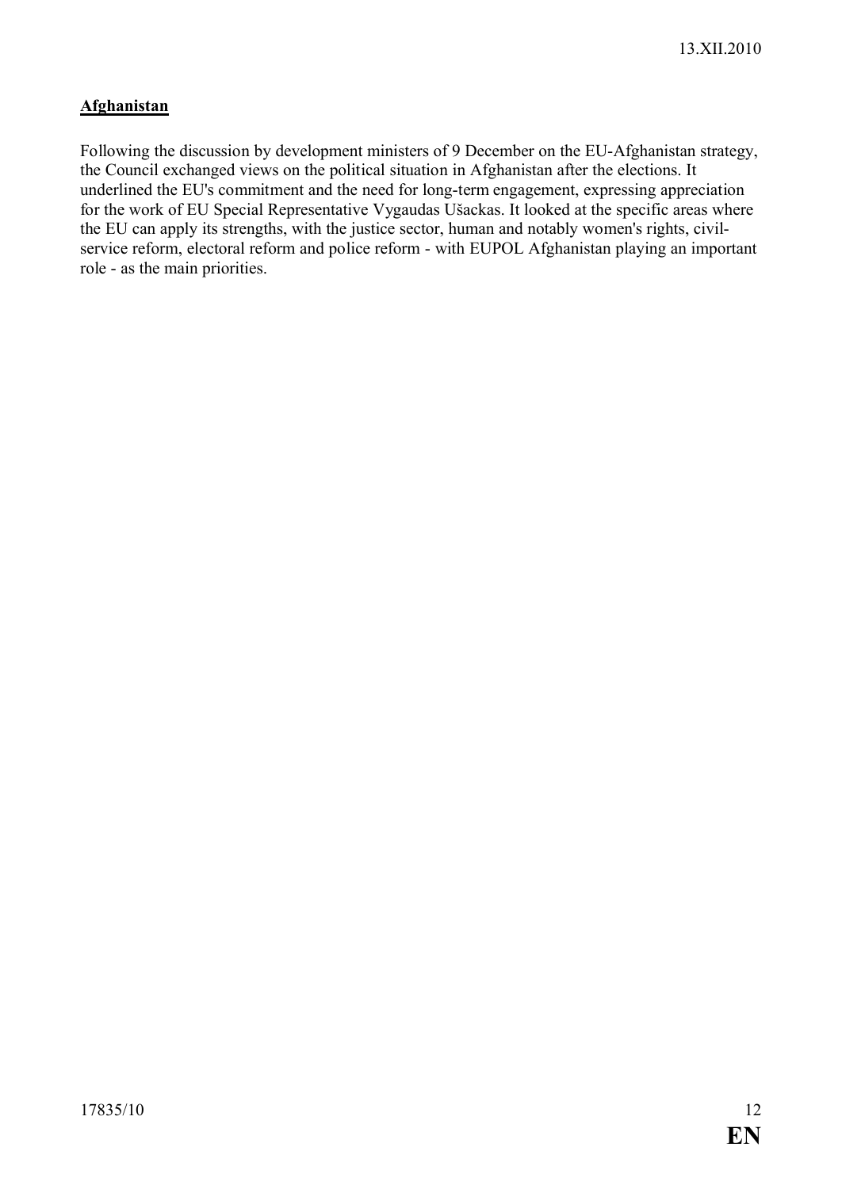**Afghanistan**

Following the discussion by development ministers of 9 December on the EU-Afghanistan strategy, the Council exchanged views on the political situation in Afghanistan after the elections. It underlined the EU's commitment and the need for long-term engagement, expressing appreciation for the work of EU Special Representative Vygaudas Ušackas. It looked at the specific areas where the EU can apply its strengths, with the justice sector, human and notably women's rights, civil-service reform, electoral reform and police reform - with EUPOL Afghanistan playing an important role - as the main priorities.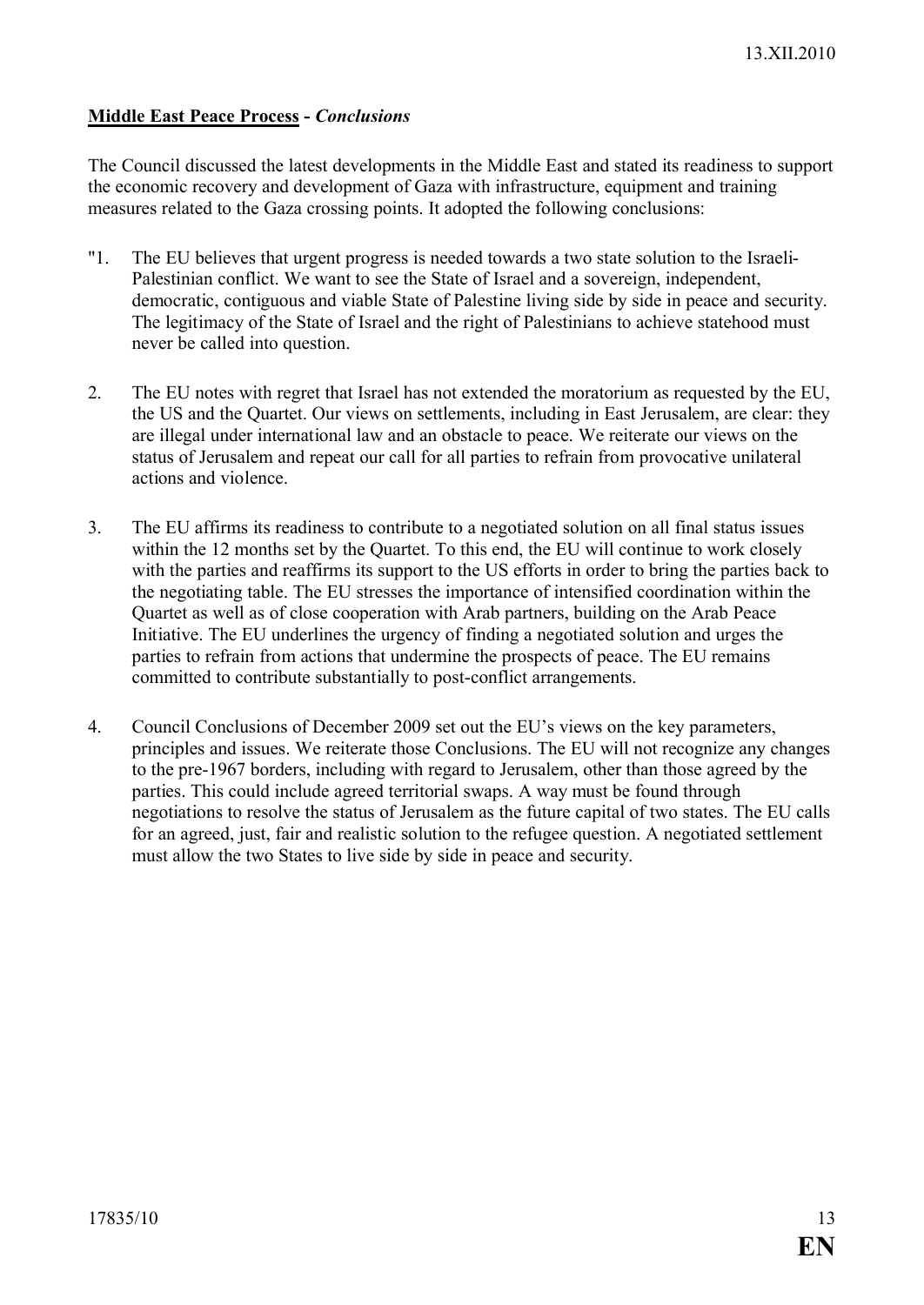**Middle East Peace Process** - ***Conclusions***

The Council discussed the latest developments in the Middle East and stated its readiness to support the economic recovery and development of Gaza with infrastructure, equipment and training measures related to the Gaza crossing points. It adopted the following conclusions:

"1. The EU believes that urgent progress is needed towards a two state solution to the Israeli-Palestinian conflict. We want to see the State of Israel and a sovereign, independent, democratic, contiguous and viable State of Palestine living side by side in peace and security. The legitimacy of the State of Israel and the right of Palestinians to achieve statehood must never be called into question.

2. The EU notes with regret that Israel has not extended the moratorium as requested by the EU, the US and the Quartet. Our views on settlements, including in East Jerusalem, are clear: they are illegal under international law and an obstacle to peace. We reiterate our views on the status of Jerusalem and repeat our call for all parties to refrain from provocative unilateral actions and violence.

3. The EU affirms its readiness to contribute to a negotiated solution on all final status issues within the 12 months set by the Quartet. To this end, the EU will continue to work closely with the parties and reaffirms its support to the US efforts in order to bring the parties back to the negotiating table. The EU stresses the importance of intensified coordination within the Quartet as well as of close cooperation with Arab partners, building on the Arab Peace Initiative. The EU underlines the urgency of finding a negotiated solution and urges the parties to refrain from actions that undermine the prospects of peace. The EU remains committed to contribute substantially to post-conflict arrangements.

4. Council Conclusions of December 2009 set out the EU's views on the key parameters, principles and issues. We reiterate those Conclusions. The EU will not recognize any changes to the pre-1967 borders, including with regard to Jerusalem, other than those agreed by the parties. This could include agreed territorial swaps. A way must be found through negotiations to resolve the status of Jerusalem as the future capital of two states. The EU calls for an agreed, just, fair and realistic solution to the refugee question. A negotiated settlement must allow the two States to live side by side in peace and security.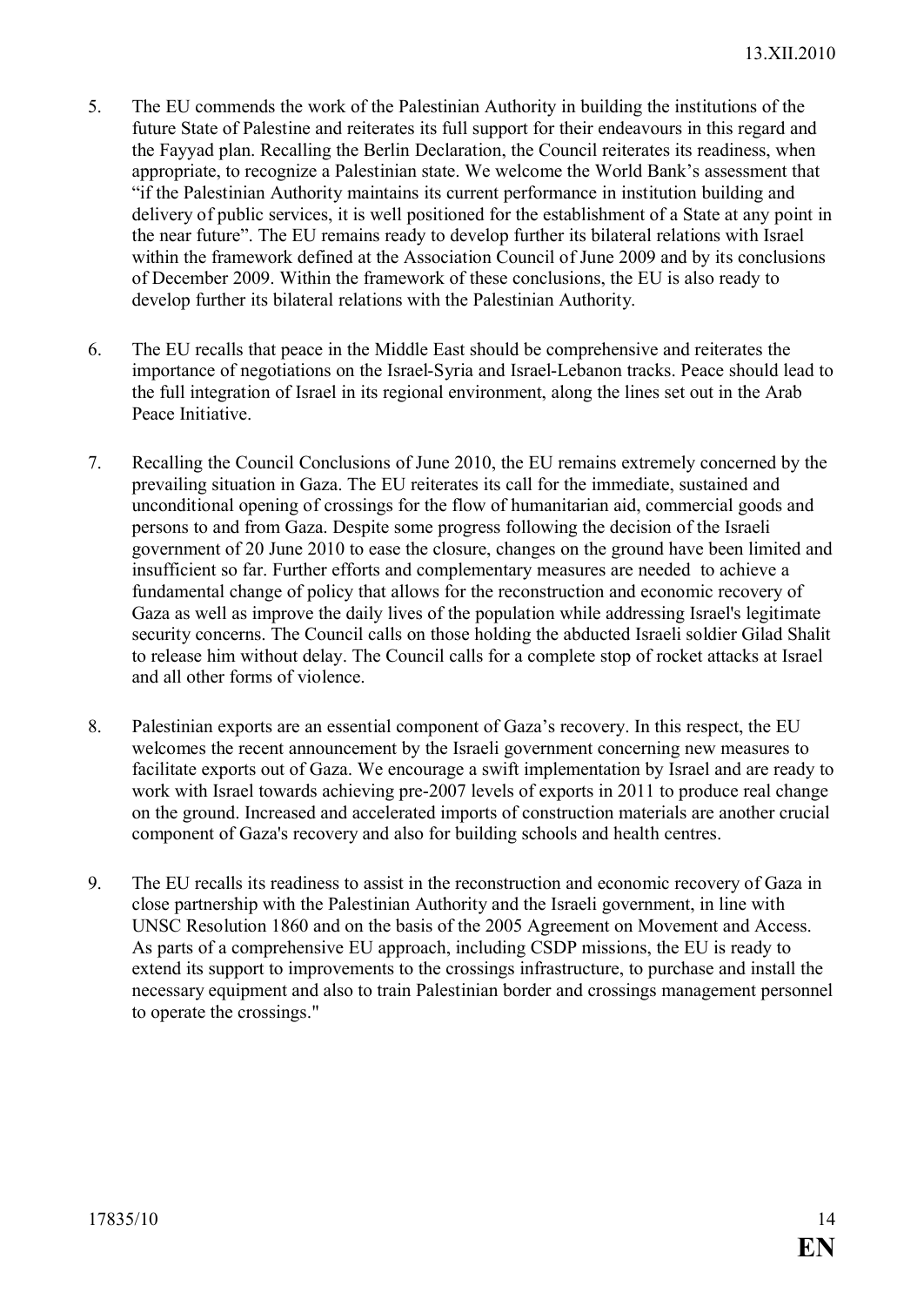5. The EU commends the work of the Palestinian Authority in building the institutions of the future State of Palestine and reiterates its full support for their endeavours in this regard and the Fayyad plan. Recalling the Berlin Declaration, the Council reiterates its readiness, when appropriate, to recognize a Palestinian state. We welcome the World Bank's assessment that "if the Palestinian Authority maintains its current performance in institution building and delivery of public services, it is well positioned for the establishment of a State at any point in the near future". The EU remains ready to develop further its bilateral relations with Israel within the framework defined at the Association Council of June 2009 and by its conclusions of December 2009. Within the framework of these conclusions, the EU is also ready to develop further its bilateral relations with the Palestinian Authority.

6. The EU recalls that peace in the Middle East should be comprehensive and reiterates the importance of negotiations on the Israel-Syria and Israel-Lebanon tracks. Peace should lead to the full integration of Israel in its regional environment, along the lines set out in the Arab Peace Initiative.

7. Recalling the Council Conclusions of June 2010, the EU remains extremely concerned by the prevailing situation in Gaza. The EU reiterates its call for the immediate, sustained and unconditional opening of crossings for the flow of humanitarian aid, commercial goods and persons to and from Gaza. Despite some progress following the decision of the Israeli government of 20 June 2010 to ease the closure, changes on the ground have been limited and insufficient so far. Further efforts and complementary measures are needed to achieve a fundamental change of policy that allows for the reconstruction and economic recovery of Gaza as well as improve the daily lives of the population while addressing Israel's legitimate security concerns. The Council calls on those holding the abducted Israeli soldier Gilad Shalit to release him without delay. The Council calls for a complete stop of rocket attacks at Israel and all other forms of violence.

8. Palestinian exports are an essential component of Gaza's recovery. In this respect, the EU welcomes the recent announcement by the Israeli government concerning new measures to facilitate exports out of Gaza. We encourage a swift implementation by Israel and are ready to work with Israel towards achieving pre-2007 levels of exports in 2011 to produce real change on the ground. Increased and accelerated imports of construction materials are another crucial component of Gaza's recovery and also for building schools and health centres.

9. The EU recalls its readiness to assist in the reconstruction and economic recovery of Gaza in close partnership with the Palestinian Authority and the Israeli government, in line with UNSC Resolution 1860 and on the basis of the 2005 Agreement on Movement and Access. As parts of a comprehensive EU approach, including CSDP missions, the EU is ready to extend its support to improvements to the crossings infrastructure, to purchase and install the necessary equipment and also to train Palestinian border and crossings management personnel to operate the crossings."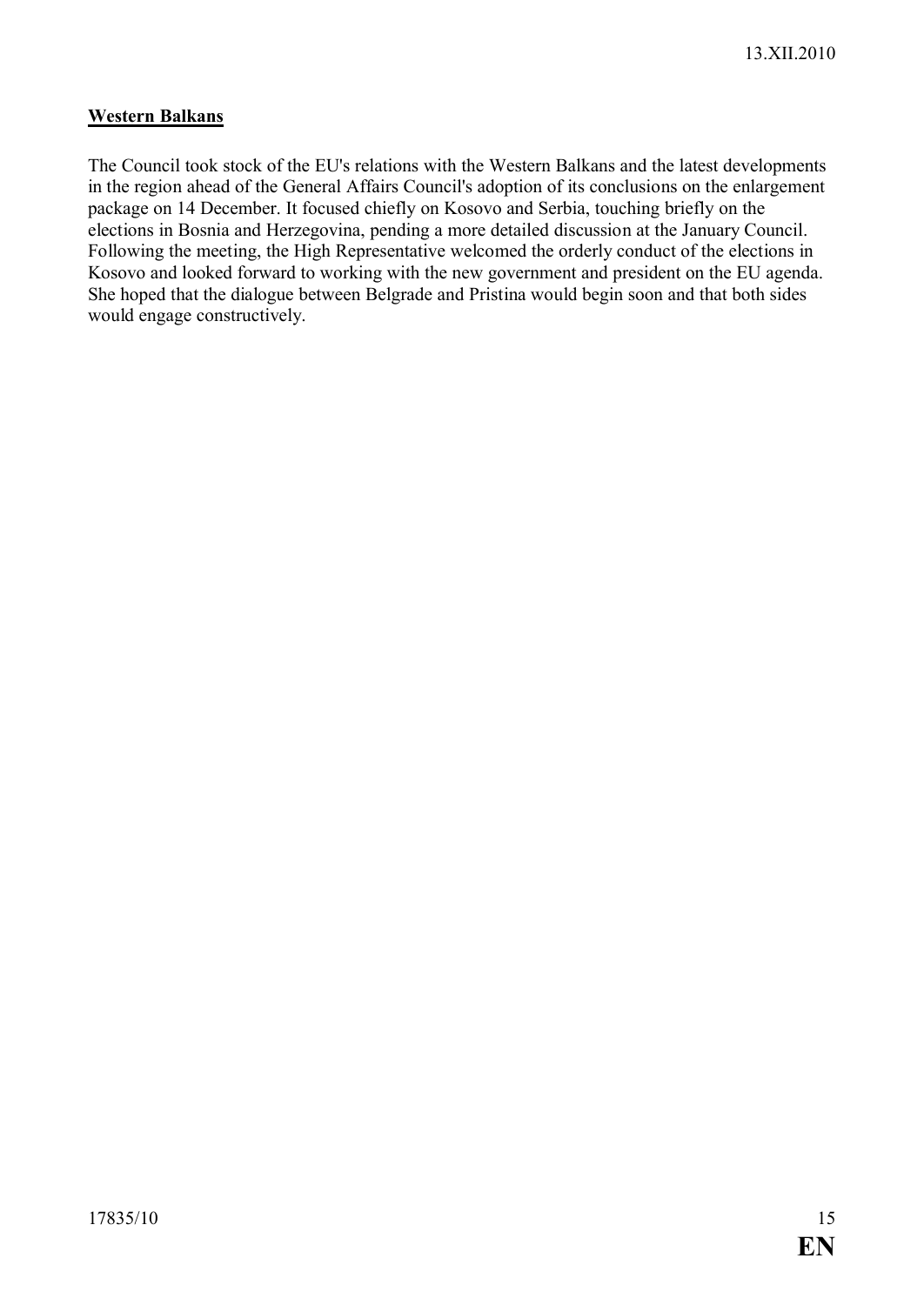**Western Balkans**

The Council took stock of the EU's relations with the Western Balkans and the latest developments in the region ahead of the General Affairs Council's adoption of its conclusions on the enlargement package on 14 December. It focused chiefly on Kosovo and Serbia, touching briefly on the elections in Bosnia and Herzegovina, pending a more detailed discussion at the January Council. Following the meeting, the High Representative welcomed the orderly conduct of the elections in Kosovo and looked forward to working with the new government and president on the EU agenda. She hoped that the dialogue between Belgrade and Pristina would begin soon and that both sides would engage constructively.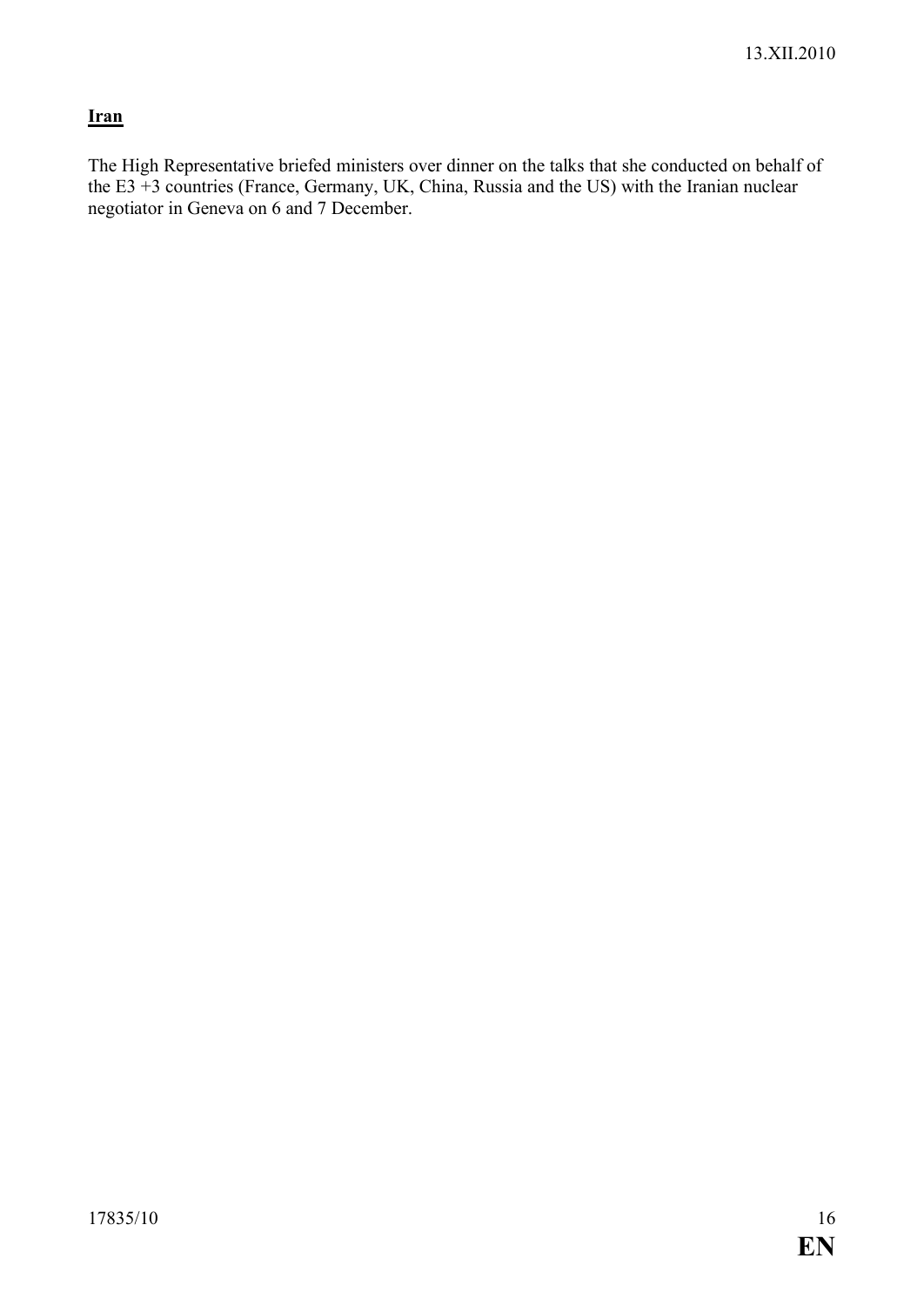**Iran**

The High Representative briefed ministers over dinner on the talks that she conducted on behalf of the E3 +3 countries (France, Germany, UK, China, Russia and the US) with the Iranian nuclear negotiator in Geneva on 6 and 7 December.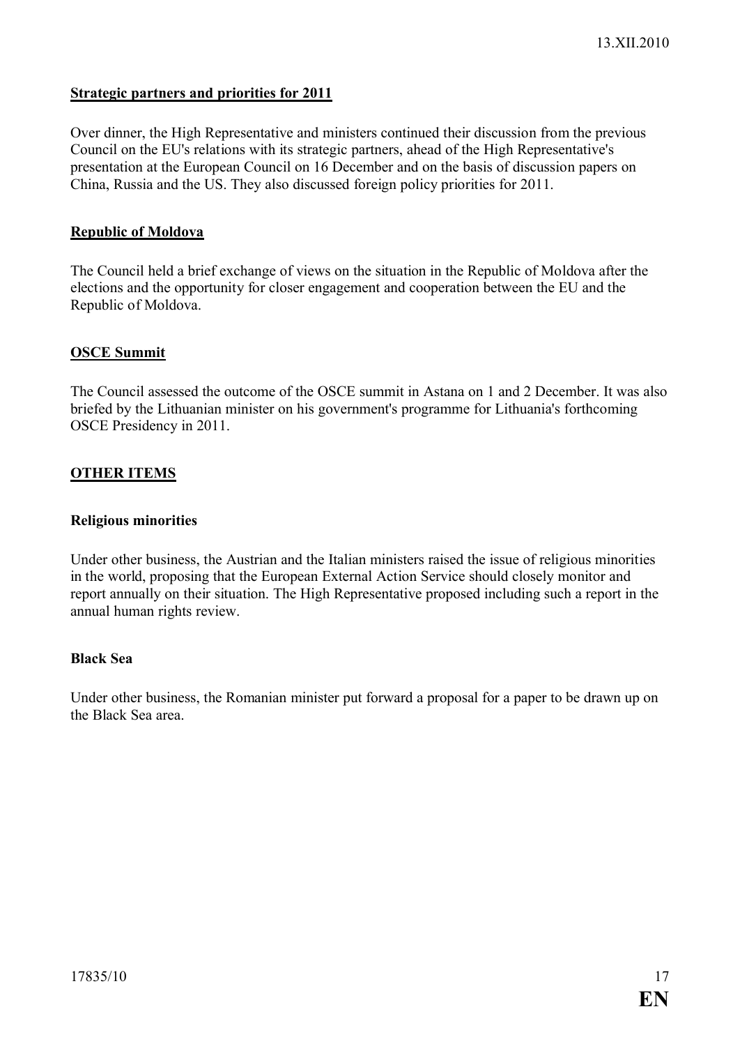**Strategic partners and priorities for 2011**

Over dinner, the High Representative and ministers continued their discussion from the previous Council on the EU's relations with its strategic partners, ahead of the High Representative's presentation at the European Council on 16 December and on the basis of discussion papers on China, Russia and the US. They also discussed foreign policy priorities for 2011.

**Republic of Moldova**

The Council held a brief exchange of views on the situation in the Republic of Moldova after the elections and the opportunity for closer engagement and cooperation between the EU and the Republic of Moldova.

**OSCE Summit**

The Council assessed the outcome of the OSCE summit in Astana on 1 and 2 December. It was also briefed by the Lithuanian minister on his government's programme for Lithuania's forthcoming OSCE Presidency in 2011.

**OTHER ITEMS**

**Religious minorities**

Under other business, the Austrian and the Italian ministers raised the issue of religious minorities in the world, proposing that the European External Action Service should closely monitor and report annually on their situation. The High Representative proposed including such a report in the annual human rights review.

**Black Sea**

Under other business, the Romanian minister put forward a proposal for a paper to be drawn up on the Black Sea area.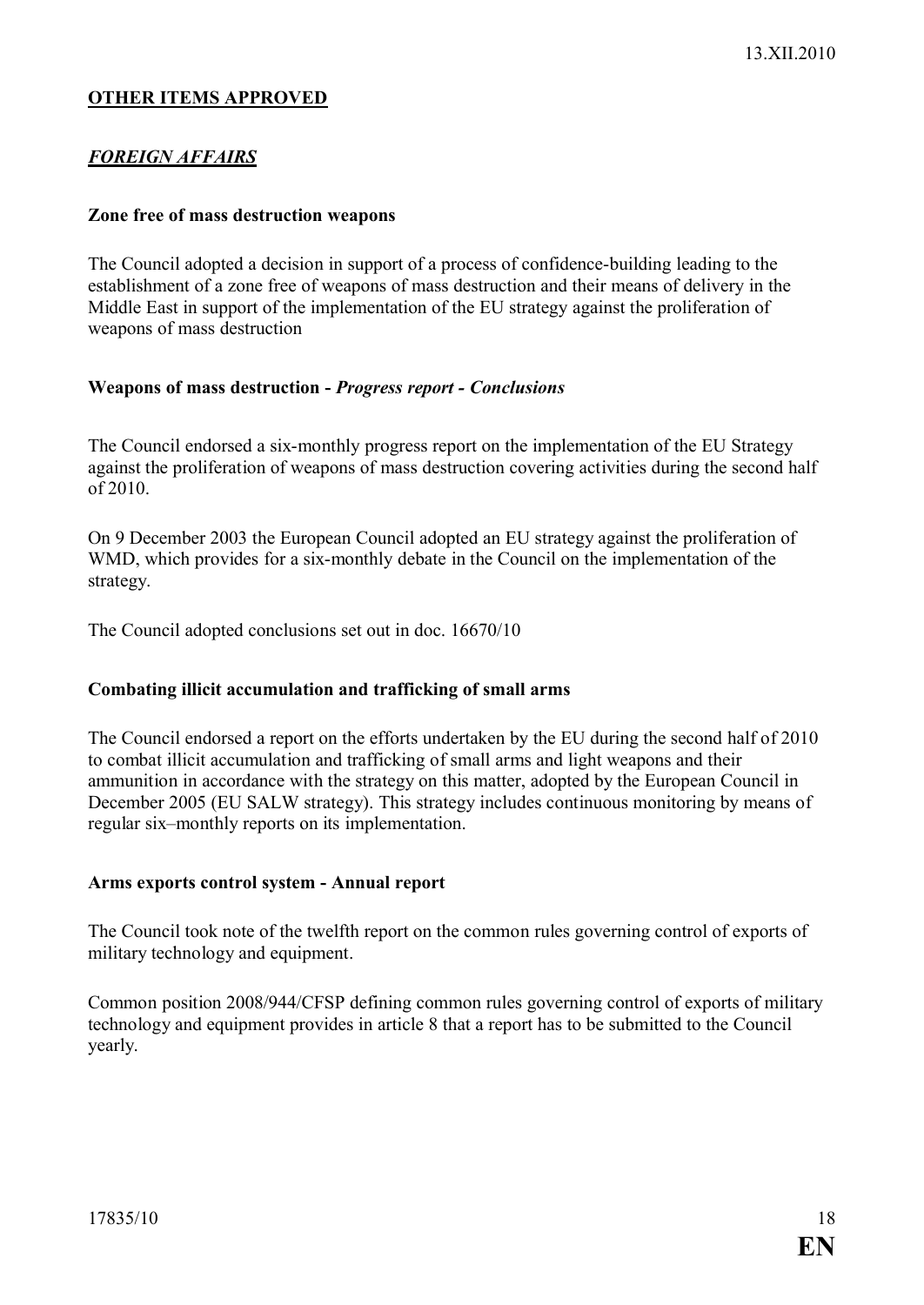## **OTHER ITEMS APPROVED**

### ***FOREIGN AFFAIRS***

**Zone free of mass destruction weapons**

The Council adopted a decision in support of a process of confidence-building leading to the establishment of a zone free of weapons of mass destruction and their means of delivery in the Middle East in support of the implementation of the EU strategy against the proliferation of weapons of mass destruction

**Weapons of mass destruction -** ***Progress report - Conclusions***

The Council endorsed a six-monthly progress report on the implementation of the EU Strategy against the proliferation of weapons of mass destruction covering activities during the second half of 2010.

On 9 December 2003 the European Council adopted an EU strategy against the proliferation of WMD, which provides for a six-monthly debate in the Council on the implementation of the strategy.

The Council adopted conclusions set out in doc. 16670/10

**Combating illicit accumulation and trafficking of small arms**

The Council endorsed a report on the efforts undertaken by the EU during the second half of 2010 to combat illicit accumulation and trafficking of small arms and light weapons and their ammunition in accordance with the strategy on this matter, adopted by the European Council in December 2005 (EU SALW strategy). This strategy includes continuous monitoring by means of regular six–monthly reports on its implementation.

**Arms exports control system - Annual report**

The Council took note of the twelfth report on the common rules governing control of exports of military technology and equipment.

Common position 2008/944/CFSP defining common rules governing control of exports of military technology and equipment provides in article 8 that a report has to be submitted to the Council yearly.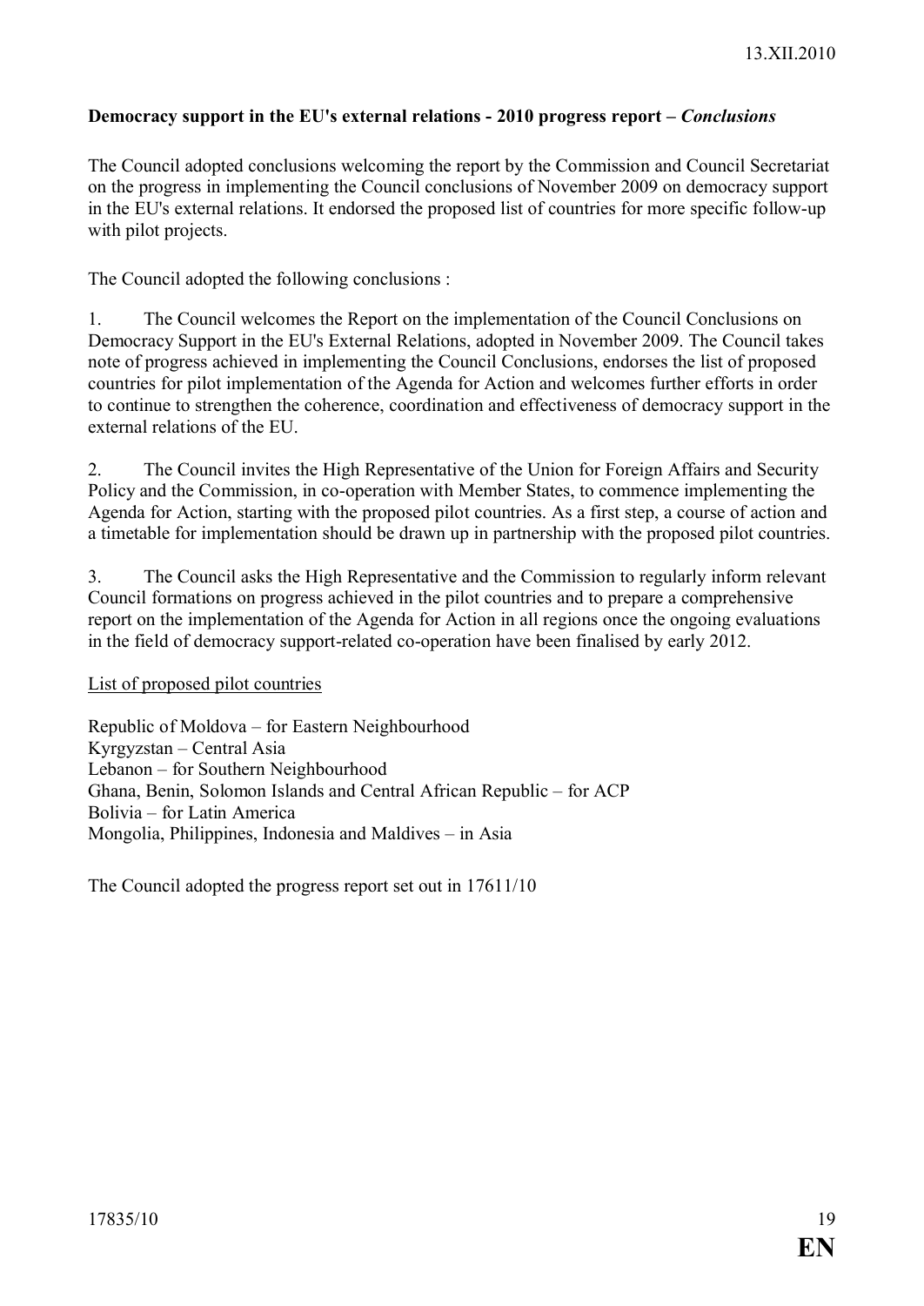**Democracy support in the EU's external relations - 2010 progress report – *Conclusions***

The Council adopted conclusions welcoming the report by the Commission and Council Secretariat on the progress in implementing the Council conclusions of November 2009 on democracy support in the EU's external relations. It endorsed the proposed list of countries for more specific follow-up with pilot projects.

The Council adopted the following conclusions :

1. The Council welcomes the Report on the implementation of the Council Conclusions on Democracy Support in the EU's External Relations, adopted in November 2009. The Council takes note of progress achieved in implementing the Council Conclusions, endorses the list of proposed countries for pilot implementation of the Agenda for Action and welcomes further efforts in order to continue to strengthen the coherence, coordination and effectiveness of democracy support in the external relations of the EU.

2. The Council invites the High Representative of the Union for Foreign Affairs and Security Policy and the Commission, in co-operation with Member States, to commence implementing the Agenda for Action, starting with the proposed pilot countries. As a first step, a course of action and a timetable for implementation should be drawn up in partnership with the proposed pilot countries.

3. The Council asks the High Representative and the Commission to regularly inform relevant Council formations on progress achieved in the pilot countries and to prepare a comprehensive report on the implementation of the Agenda for Action in all regions once the ongoing evaluations in the field of democracy support-related co-operation have been finalised by early 2012.

List of proposed pilot countries

Republic of Moldova – for Eastern Neighbourhood
Kyrgyzstan – Central Asia
Lebanon – for Southern Neighbourhood
Ghana, Benin, Solomon Islands and Central African Republic – for ACP
Bolivia – for Latin America
Mongolia, Philippines, Indonesia and Maldives – in Asia

The Council adopted the progress report set out in 17611/10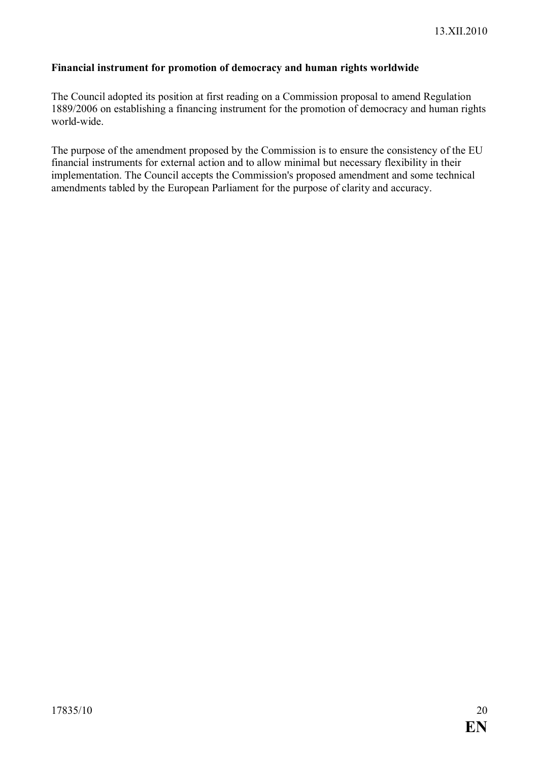**Financial instrument for promotion of democracy and human rights worldwide**

The Council adopted its position at first reading on a Commission proposal to amend Regulation 1889/2006 on establishing a financing instrument for the promotion of democracy and human rights world-wide.

The purpose of the amendment proposed by the Commission is to ensure the consistency of the EU financial instruments for external action and to allow minimal but necessary flexibility in their implementation. The Council accepts the Commission's proposed amendment and some technical amendments tabled by the European Parliament for the purpose of clarity and accuracy.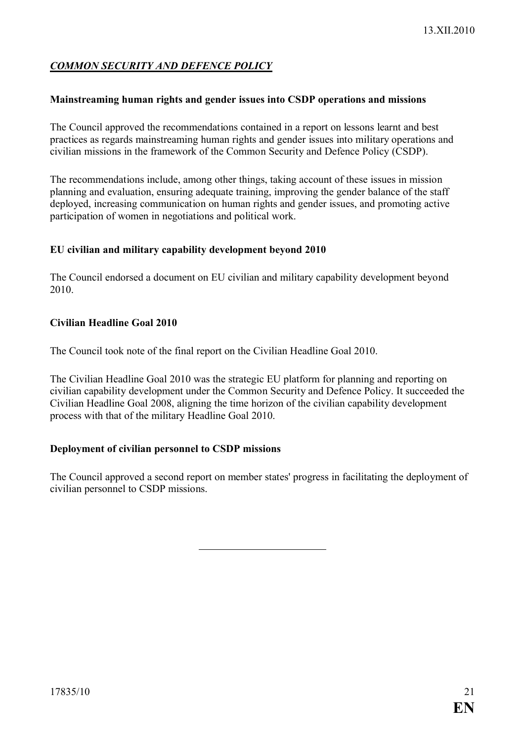## ***COMMON SECURITY AND DEFENCE POLICY***

### Mainstreaming human rights and gender issues into CSDP operations and missions

The Council approved the recommendations contained in a report on lessons learnt and best practices as regards mainstreaming human rights and gender issues into military operations and civilian missions in the framework of the Common Security and Defence Policy (CSDP).

The recommendations include, among other things, taking account of these issues in mission planning and evaluation, ensuring adequate training, improving the gender balance of the staff deployed, increasing communication on human rights and gender issues, and promoting active participation of women in negotiations and political work.

### EU civilian and military capability development beyond 2010

The Council endorsed a document on EU civilian and military capability development beyond 2010.

### Civilian Headline Goal 2010

The Council took note of the final report on the Civilian Headline Goal 2010.

The Civilian Headline Goal 2010 was the strategic EU platform for planning and reporting on civilian capability development under the Common Security and Defence Policy. It succeeded the Civilian Headline Goal 2008, aligning the time horizon of the civilian capability development process with that of the military Headline Goal 2010.

### Deployment of civilian personnel to CSDP missions

The Council approved a second report on member states' progress in facilitating the deployment of civilian personnel to CSDP missions.